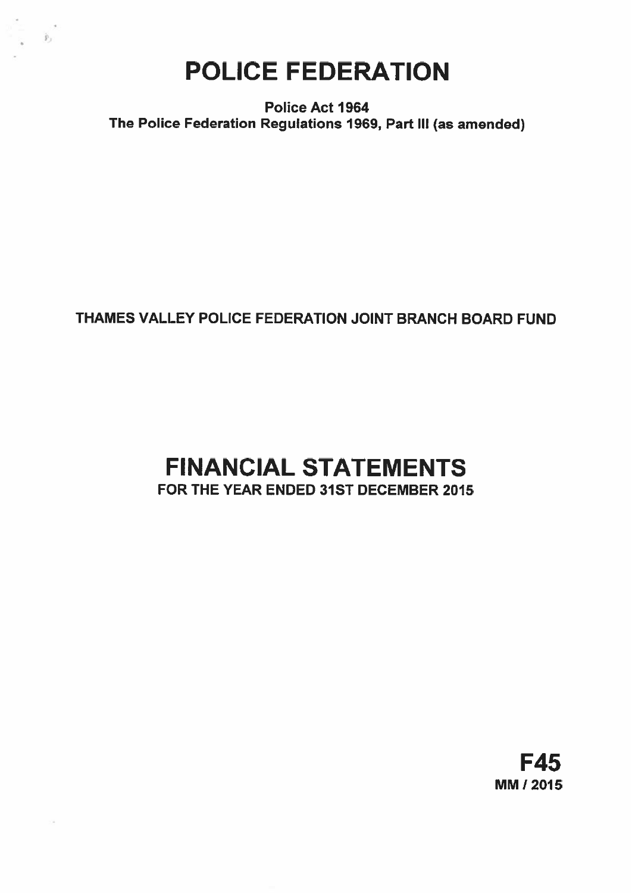# POLICE FEDERATION

**Police Act 1964**
**The Police Federation Regulations 1969, Part III (as amended)**

**THAMES VALLEY POLICE FEDERATION JOINT BRANCH BOARD FUND**

# FINANCIAL STATEMENTS

**FOR THE YEAR ENDED 31ST DECEMBER 2015**

**F45**
**MM / 2015**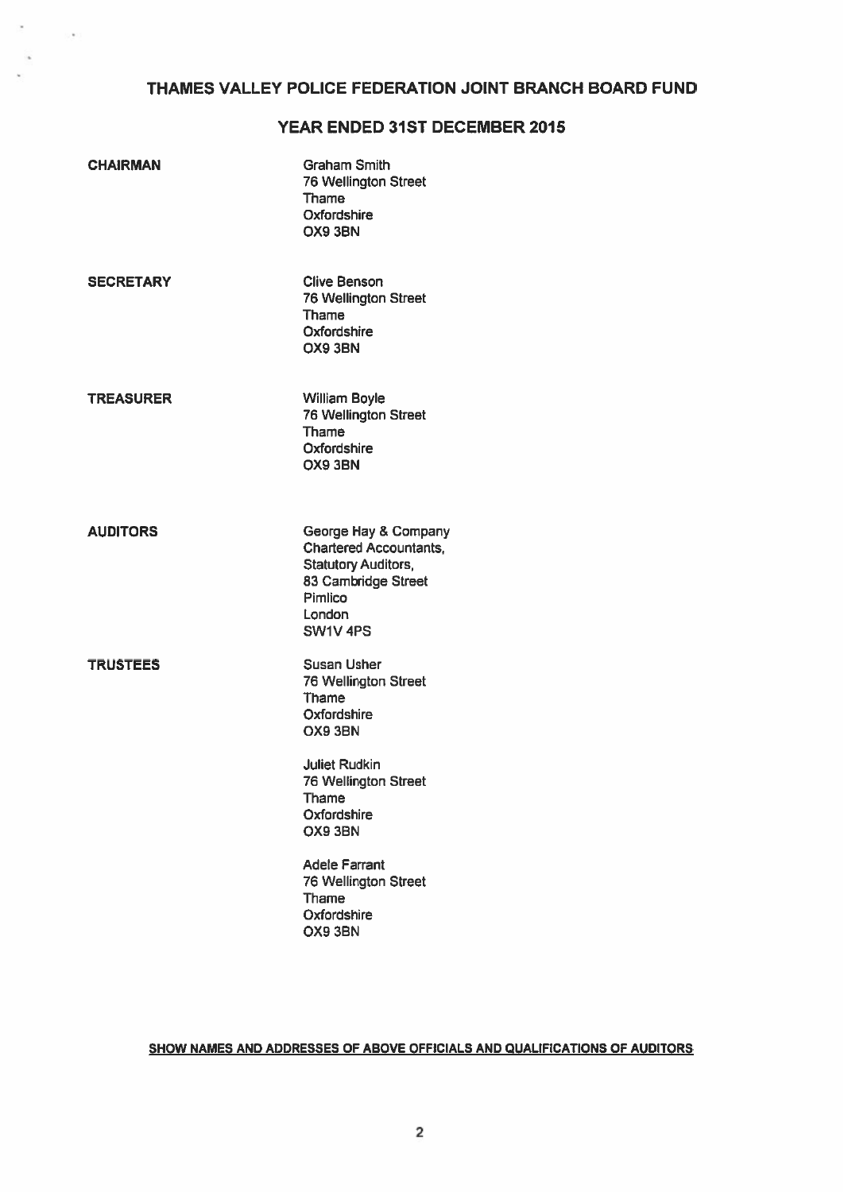# THAMES VALLEY POLICE FEDERATION JOINT BRANCH BOARD FUND

## YEAR ENDED 31ST DECEMBER 2015

**CHAIRMAN**

Graham Smith
76 Wellington Street
Thame
Oxfordshire
OX9 3BN

**SECRETARY**

Clive Benson
76 Wellington Street
Thame
Oxfordshire
OX9 3BN

**TREASURER**

William Boyle
76 Wellington Street
Thame
Oxfordshire
OX9 3BN

**AUDITORS**

George Hay & Company
Chartered Accountants,
Statutory Auditors,
83 Cambridge Street
Pimlico
London
SW1V 4PS

**TRUSTEES**

Susan Usher
76 Wellington Street
Thame
Oxfordshire
OX9 3BN

Juliet Rudkin
76 Wellington Street
Thame
Oxfordshire
OX9 3BN

Adele Farrant
76 Wellington Street
Thame
Oxfordshire
OX9 3BN

**SHOW NAMES AND ADDRESSES OF ABOVE OFFICIALS AND QUALIFICATIONS OF AUDITORS**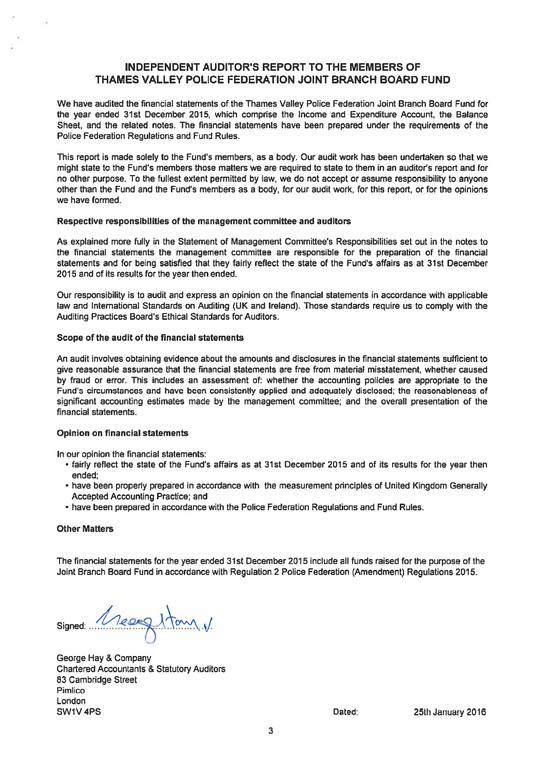# INDEPENDENT AUDITOR'S REPORT TO THE MEMBERS OF THAMES VALLEY POLICE FEDERATION JOINT BRANCH BOARD FUND

We have audited the financial statements of the Thames Valley Police Federation Joint Branch Board Fund for the year ended 31st December 2015, which comprise the Income and Expenditure Account, the Balance Sheet, and the related notes. The financial statements have been prepared under the requirements of the Police Federation Regulations and Fund Rules.

This report is made solely to the Fund's members, as a body. Our audit work has been undertaken so that we might state to the Fund's members those matters we are required to state to them in an auditor's report and for no other purpose. To the fullest extent permitted by law, we do not accept or assume responsibility to anyone other than the Fund and the Fund's members as a body, for our audit work, for this report, or for the opinions we have formed.

**Respective responsibilities of the management committee and auditors**

As explained more fully in the Statement of Management Committee's Responsibilities set out in the notes to the financial statements the management committee are responsible for the preparation of the financial statements and for being satisfied that they fairly reflect the state of the Fund's affairs as at 31st December 2015 and of its results for the year then ended.

Our responsibility is to audit and express an opinion on the financial statements in accordance with applicable law and International Standards on Auditing (UK and Ireland). Those standards require us to comply with the Auditing Practices Board's Ethical Standards for Auditors.

**Scope of the audit of the financial statements**

An audit involves obtaining evidence about the amounts and disclosures in the financial statements sufficient to give reasonable assurance that the financial statements are free from material misstatement, whether caused by fraud or error. This includes an assessment of: whether the accounting policies are appropriate to the Fund's circumstances and have been consistently applied and adequately disclosed; the reasonableness of significant accounting estimates made by the management committee; and the overall presentation of the financial statements.

**Opinion on financial statements**

In our opinion the financial statements:

- fairly reflect the state of the Fund's affairs as at 31st December 2015 and of its results for the year then ended;
- have been properly prepared in accordance with the measurement principles of United Kingdom Generally Accepted Accounting Practice; and
- have been prepared in accordance with the Police Federation Regulations and Fund Rules.

**Other Matters**

The financial statements for the year ended 31st December 2015 include all funds raised for the purpose of the Joint Branch Board Fund in accordance with Regulation 2 Police Federation (Amendment) Regulations 2015.

Signed: ..............................................

George Hay & Company
Chartered Accountants & Statutory Auditors
83 Cambridge Street
Pimlico
London
SW1V 4PS

Dated: 25th January 2016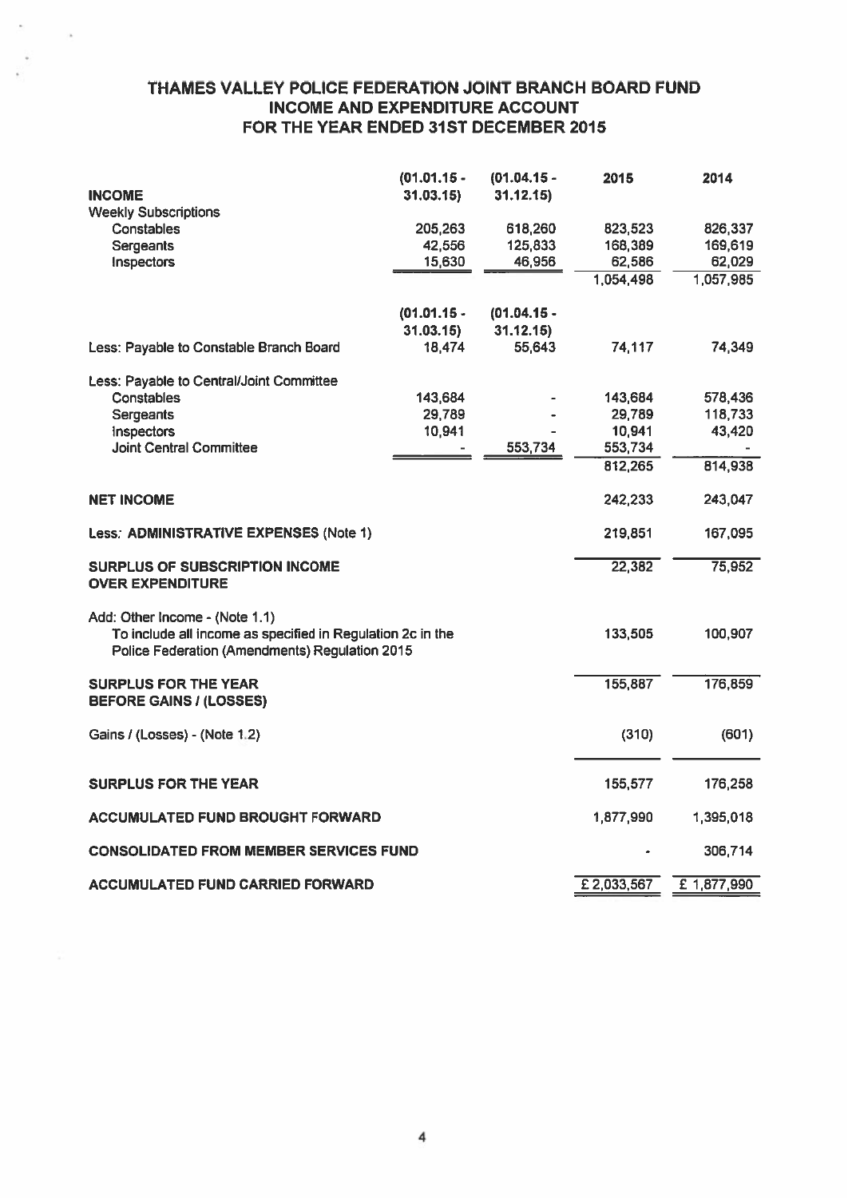# THAMES VALLEY POLICE FEDERATION JOINT BRANCH BOARD FUND
## INCOME AND EXPENDITURE ACCOUNT
## FOR THE YEAR ENDED 31ST DECEMBER 2015

| | (01.01.15 - 31.03.15) | (01.04.15 - 31.12.15) | 2015 | 2014 |
|---|---|---|---|---|
| **INCOME** | | | | |
| Weekly Subscriptions | | | | |
| Constables | 205,263 | 618,260 | 823,523 | 826,337 |
| Sergeants | 42,556 | 125,833 | 168,389 | 169,619 |
| Inspectors | 15,630 | 46,956 | 62,586 | 62,029 |
| | | | 1,054,498 | 1,057,985 |
| | (01.01.15 - 31.03.15) | (01.04.15 - 31.12.15) | | |
| Less: Payable to Constable Branch Board | 18,474 | 55,643 | 74,117 | 74,349 |
| Less: Payable to Central/Joint Committee | | | | |
| Constables | 143,684 | - | 143,684 | 578,436 |
| Sergeants | 29,789 | - | 29,789 | 118,733 |
| Inspectors | 10,941 | - | 10,941 | 43,420 |
| Joint Central Committee | - | 553,734 | 553,734 | - |
| | | | 812,265 | 814,938 |
| **NET INCOME** | | | 242,233 | 243,047 |
| Less: **ADMINISTRATIVE EXPENSES** (Note 1) | | | 219,851 | 167,095 |
| **SURPLUS OF SUBSCRIPTION INCOME OVER EXPENDITURE** | | | 22,382 | 75,952 |
| Add: Other Income - (Note 1.1) To include all income as specified in Regulation 2c in the Police Federation (Amendments) Regulation 2015 | | | 133,505 | 100,907 |
| **SURPLUS FOR THE YEAR BEFORE GAINS / (LOSSES)** | | | 155,887 | 176,859 |
| Gains / (Losses) - (Note 1.2) | | | (310) | (601) |
| **SURPLUS FOR THE YEAR** | | | 155,577 | 176,258 |
| **ACCUMULATED FUND BROUGHT FORWARD** | | | 1,877,990 | 1,395,018 |
| **CONSOLIDATED FROM MEMBER SERVICES FUND** | | | - | 306,714 |
| **ACCUMULATED FUND CARRIED FORWARD** | | | £ 2,033,567 | £ 1,877,990 |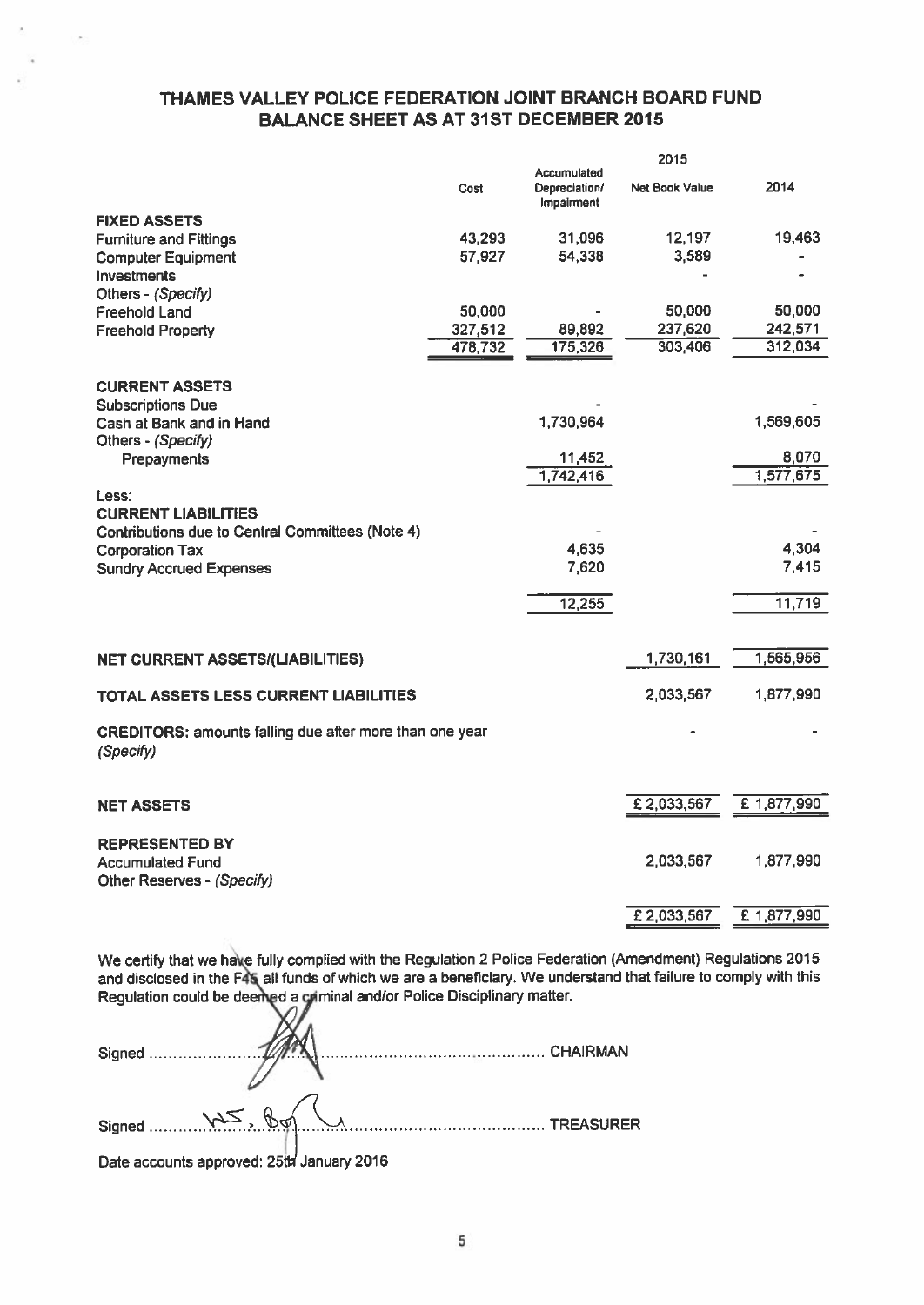# THAMES VALLEY POLICE FEDERATION JOINT BRANCH BOARD FUND
## BALANCE SHEET AS AT 31ST DECEMBER 2015

| | Cost | Accumulated Depreciation/ Impairment | 2015 Net Book Value | 2014 |
|---|---|---|---|---|
| **FIXED ASSETS** | | | | |
| Furniture and Fittings | 43,293 | 31,096 | 12,197 | 19,463 |
| Computer Equipment | 57,927 | 54,338 | 3,589 | - |
| Investments | | | - | - |
| Others - *(Specify)* | | | | |
| Freehold Land | 50,000 | - | 50,000 | 50,000 |
| Freehold Property | 327,512 | 89,892 | 237,620 | 242,571 |
| | 478,732 | 175,326 | 303,406 | 312,034 |
| **CURRENT ASSETS** | | | | |
| Subscriptions Due | | - | | - |
| Cash at Bank and in Hand | | 1,730,964 | | 1,569,605 |
| Others - *(Specify)* | | | | |
| Prepayments | | 11,452 | | 8,070 |
| | | 1,742,416 | | 1,577,675 |
| Less: | | | | |
| **CURRENT LIABILITIES** | | | | |
| Contributions due to Central Committees (Note 4) | | - | | - |
| Corporation Tax | | 4,635 | | 4,304 |
| Sundry Accrued Expenses | | 7,620 | | 7,415 |
| | | 12,255 | | 11,719 |
| **NET CURRENT ASSETS/(LIABILITIES)** | | | 1,730,161 | 1,565,956 |
| **TOTAL ASSETS LESS CURRENT LIABILITIES** | | | 2,033,567 | 1,877,990 |
| **CREDITORS:** amounts falling due after more than one year *(Specify)* | | | - | - |
| **NET ASSETS** | | | £ 2,033,567 | £ 1,877,990 |
| **REPRESENTED BY** | | | | |
| Accumulated Fund | | | 2,033,567 | 1,877,990 |
| Other Reserves - *(Specify)* | | | | |
| | | | £ 2,033,567 | £ 1,877,990 |

We certify that we have fully complied with the Regulation 2 Police Federation (Amendment) Regulations 2015 and disclosed in the F45 all funds of which we are a beneficiary. We understand that failure to comply with this Regulation could be deemed a criminal and/or Police Disciplinary matter.

Signed ............................................................ CHAIRMAN

Signed ............................................................ TREASURER

Date accounts approved: 25th January 2016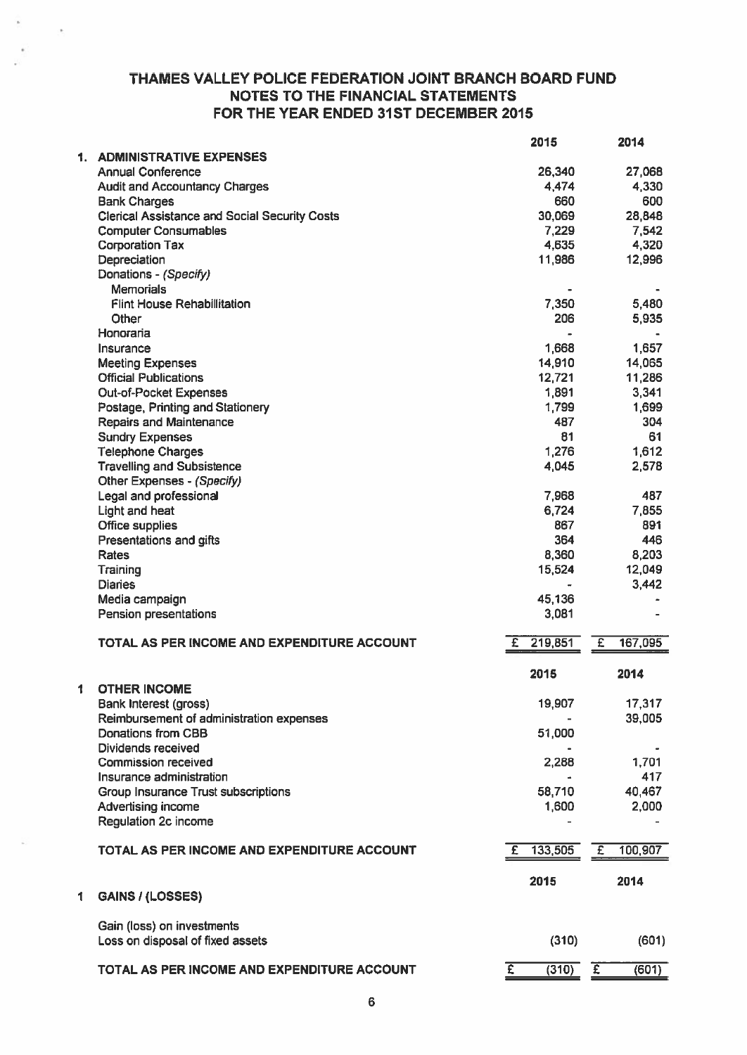# THAMES VALLEY POLICE FEDERATION JOINT BRANCH BOARD FUND
## NOTES TO THE FINANCIAL STATEMENTS
## FOR THE YEAR ENDED 31ST DECEMBER 2015

| | 2015 | 2014 |
|---|---|---|
| **1. ADMINISTRATIVE EXPENSES** | | |
| Annual Conference | 26,340 | 27,068 |
| Audit and Accountancy Charges | 4,474 | 4,330 |
| Bank Charges | 660 | 600 |
| Clerical Assistance and Social Security Costs | 30,069 | 28,848 |
| Computer Consumables | 7,229 | 7,542 |
| Corporation Tax | 4,635 | 4,320 |
| Depreciation | 11,986 | 12,996 |
| Donations - *(Specify)* | | |
| Memorials | - | - |
| Flint House Rehabilitation | 7,350 | 5,480 |
| Other | 206 | 5,935 |
| Honoraria | - | - |
| Insurance | 1,668 | 1,657 |
| Meeting Expenses | 14,910 | 14,065 |
| Official Publications | 12,721 | 11,286 |
| Out-of-Pocket Expenses | 1,891 | 3,341 |
| Postage, Printing and Stationery | 1,799 | 1,699 |
| Repairs and Maintenance | 487 | 304 |
| Sundry Expenses | 81 | 61 |
| Telephone Charges | 1,276 | 1,612 |
| Travelling and Subsistence | 4,045 | 2,578 |
| Other Expenses - *(Specify)* | | |
| Legal and professional | 7,968 | 487 |
| Light and heat | 6,724 | 7,855 |
| Office supplies | 867 | 891 |
| Presentations and gifts | 364 | 446 |
| Rates | 8,360 | 8,203 |
| Training | 15,524 | 12,049 |
| Diaries | - | 3,442 |
| Media campaign | 45,136 | - |
| Pension presentations | 3,081 | - |
| **TOTAL AS PER INCOME AND EXPENDITURE ACCOUNT** | £ 219,851 | £ 167,095 |

| | 2015 | 2014 |
|---|---|---|
| **1 OTHER INCOME** | | |
| Bank Interest (gross) | 19,907 | 17,317 |
| Reimbursement of administration expenses | - | 39,005 |
| Donations from CBB | 51,000 | |
| Dividends received | - | - |
| Commission received | 2,288 | 1,701 |
| Insurance administration | - | 417 |
| Group Insurance Trust subscriptions | 58,710 | 40,467 |
| Advertising income | 1,600 | 2,000 |
| Regulation 2c income | - | - |
| **TOTAL AS PER INCOME AND EXPENDITURE ACCOUNT** | £ 133,505 | £ 100,907 |

| | 2015 | 2014 |
|---|---|---|
| **1 GAINS / (LOSSES)** | | |
| Gain (loss) on investments | | |
| Loss on disposal of fixed assets | (310) | (601) |
| **TOTAL AS PER INCOME AND EXPENDITURE ACCOUNT** | £ (310) | £ (601) |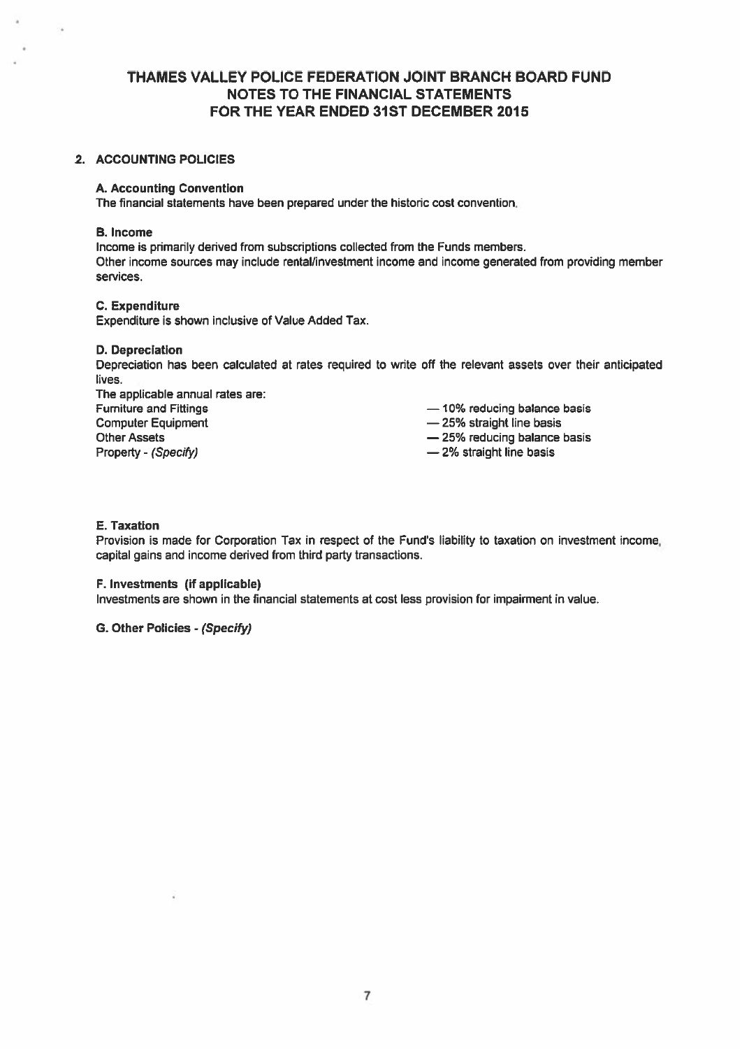# THAMES VALLEY POLICE FEDERATION JOINT BRANCH BOARD FUND
# NOTES TO THE FINANCIAL STATEMENTS
# FOR THE YEAR ENDED 31ST DECEMBER 2015

## 2. ACCOUNTING POLICIES

### A. Accounting Convention

The financial statements have been prepared under the historic cost convention.

### B. Income

Income is primarily derived from subscriptions collected from the Funds members.
Other income sources may include rental/investment income and income generated from providing member services.

### C. Expenditure

Expenditure is shown inclusive of Value Added Tax.

### D. Depreciation

Depreciation has been calculated at rates required to write off the relevant assets over their anticipated lives.

The applicable annual rates are:

| | |
|---|---|
| Furniture and Fittings | — 10% reducing balance basis |
| Computer Equipment | — 25% straight line basis |
| Other Assets | — 25% reducing balance basis |
| Property - *(Specify)* | — 2% straight line basis |

### E. Taxation

Provision is made for Corporation Tax in respect of the Fund's liability to taxation on investment income, capital gains and income derived from third party transactions.

### F. Investments (if applicable)

Investments are shown in the financial statements at cost less provision for impairment in value.

### G. Other Policies - *(Specify)*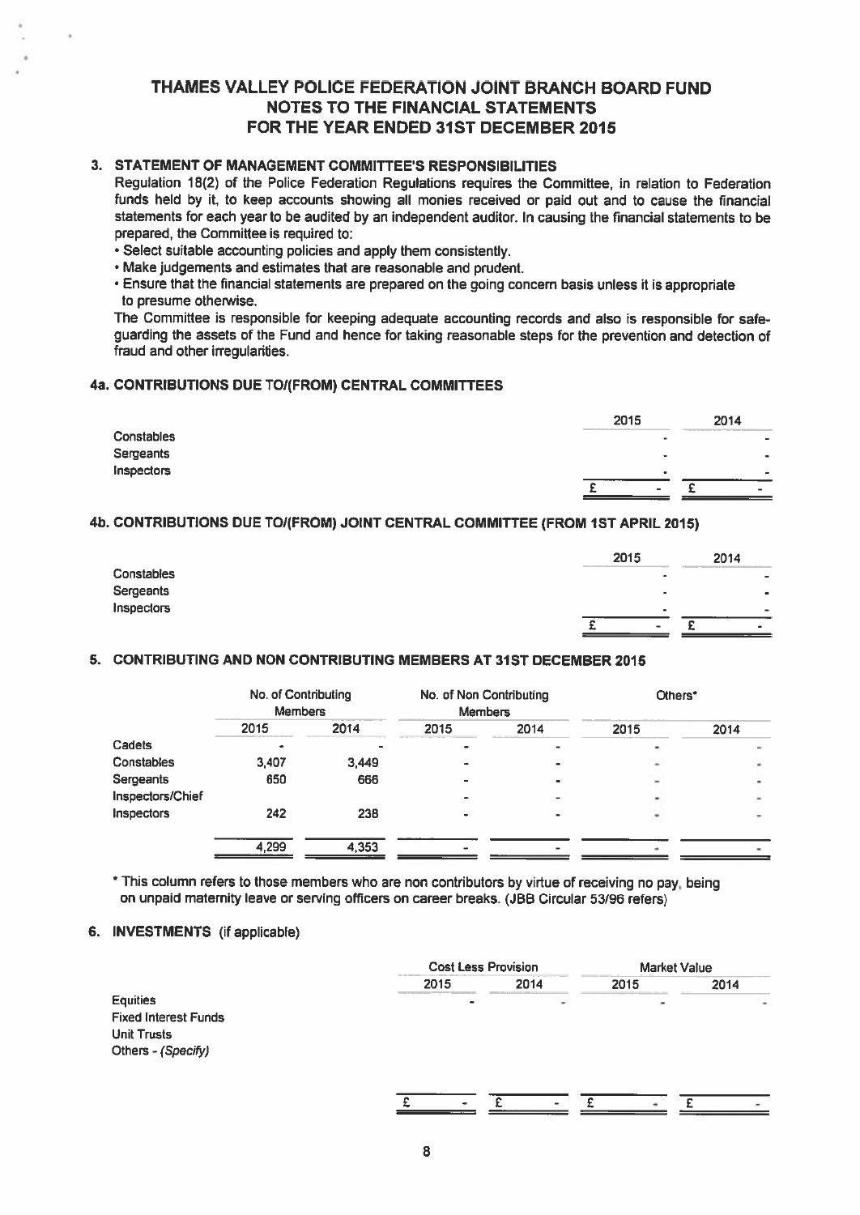# THAMES VALLEY POLICE FEDERATION JOINT BRANCH BOARD FUND
## NOTES TO THE FINANCIAL STATEMENTS
## FOR THE YEAR ENDED 31ST DECEMBER 2015

### 3. STATEMENT OF MANAGEMENT COMMITTEE'S RESPONSIBILITIES

Regulation 18(2) of the Police Federation Regulations requires the Committee, in relation to Federation funds held by it, to keep accounts showing all monies received or paid out and to cause the financial statements for each year to be audited by an independent auditor. In causing the financial statements to be prepared, the Committee is required to:

- Select suitable accounting policies and apply them consistently.
- Make judgements and estimates that are reasonable and prudent.
- Ensure that the financial statements are prepared on the going concern basis unless it is appropriate to presume otherwise.

The Committee is responsible for keeping adequate accounting records and also is responsible for safe-guarding the assets of the Fund and hence for taking reasonable steps for the prevention and detection of fraud and other irregularities.

### 4a. CONTRIBUTIONS DUE TO/(FROM) CENTRAL COMMITTEES

| | 2015 | 2014 |
|---|---|---|
| Constables | - | - |
| Sergeants | - | - |
| Inspectors | - | - |
| | £ - | £ - |

### 4b. CONTRIBUTIONS DUE TO/(FROM) JOINT CENTRAL COMMITTEE (FROM 1ST APRIL 2015)

| | 2015 | 2014 |
|---|---|---|
| Constables | - | - |
| Sergeants | - | - |
| Inspectors | - | - |
| | £ - | £ - |

### 5. CONTRIBUTING AND NON CONTRIBUTING MEMBERS AT 31ST DECEMBER 2015

| | No. of Contributing Members | | No. of Non Contributing Members | | Others* | |
|---|---|---|---|---|---|---|
| | 2015 | 2014 | 2015 | 2014 | 2015 | 2014 |
| Cadets | - | - | - | - | - | - |
| Constables | 3,407 | 3,449 | - | - | - | - |
| Sergeants | 650 | 666 | - | - | - | - |
| Inspectors/Chief Inspectors | 242 | 238 | - | - | - | - |
| | 4,299 | 4,353 | - | - | - | - |

\* This column refers to those members who are non contributors by virtue of receiving no pay, being on unpaid maternity leave or serving officers on career breaks. (JBB Circular 53/96 refers)

### 6. INVESTMENTS (if applicable)

| | Cost Less Provision | | Market Value | |
|---|---|---|---|---|
| | 2015 | 2014 | 2015 | 2014 |
| Equities | - | - | - | - |
| Fixed Interest Funds | | | | |
| Unit Trusts | | | | |
| Others - *(Specify)* | | | | |
| | £ - | £ - | £ - | £ - |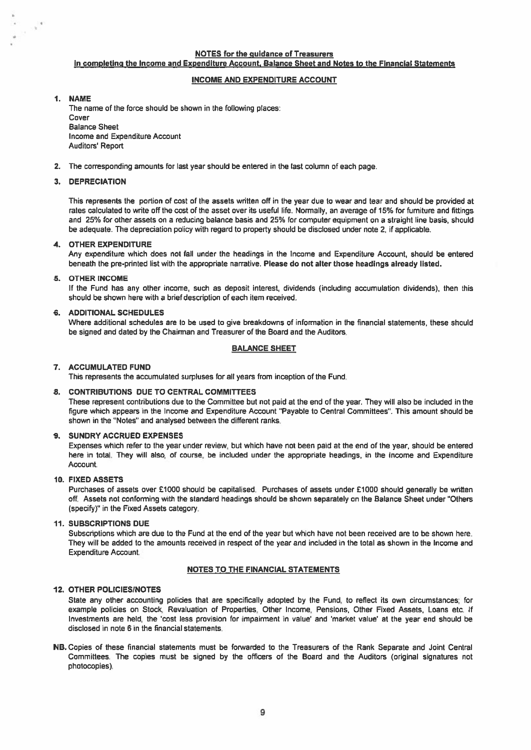## NOTES for the guidance of Treasurers

### In completing the Income and Expenditure Account, Balance Sheet and Notes to the Financial Statements

### INCOME AND EXPENDITURE ACCOUNT

**1. NAME**

The name of the force should be shown in the following places:
Cover
Balance Sheet
Income and Expenditure Account
Auditors' Report

**2.** The corresponding amounts for last year should be entered in the last column of each page.

**3. DEPRECIATION**

This represents the portion of cost of the assets written off in the year due to wear and tear and should be provided at rates calculated to write off the cost of the asset over its useful life. Normally, an average of 15% for furniture and fittings and 25% for other assets on a reducing balance basis and 25% for computer equipment on a straight line basis, should be adequate. The depreciation policy with regard to property should be disclosed under note 2, if applicable.

**4. OTHER EXPENDITURE**

Any expenditure which does not fall under the headings in the Income and Expenditure Account, should be entered beneath the pre-printed list with the appropriate narrative. **Please do not alter those headings already listed.**

**5. OTHER INCOME**

If the Fund has any other income, such as deposit interest, dividends (including accumulation dividends), then this should be shown here with a brief description of each item received.

**6. ADDITIONAL SCHEDULES**

Where additional schedules are to be used to give breakdowns of information in the financial statements, these should be signed and dated by the Chairman and Treasurer of the Board and the Auditors.

### BALANCE SHEET

**7. ACCUMULATED FUND**

This represents the accumulated surpluses for all years from inception of the Fund.

**8. CONTRIBUTIONS DUE TO CENTRAL COMMITTEES**

These represent contributions due to the Committee but not paid at the end of the year. They will also be included in the figure which appears in the Income and Expenditure Account "Payable to Central Committees". This amount should be shown in the "Notes" and analysed between the different ranks.

**9. SUNDRY ACCRUED EXPENSES**

Expenses which refer to the year under review, but which have not been paid at the end of the year, should be entered here in total. They will also, of course, be included under the appropriate headings, in the Income and Expenditure Account.

**10. FIXED ASSETS**

Purchases of assets over £1000 should be capitalised. Purchases of assets under £1000 should generally be written off. Assets not conforming with the standard headings should be shown separately on the Balance Sheet under "Others (specify)" in the Fixed Assets category.

**11. SUBSCRIPTIONS DUE**

Subscriptions which are due to the Fund at the end of the year but which have not been received are to be shown here. They will be added to the amounts received in respect of the year and included in the total as shown in the Income and Expenditure Account.

### NOTES TO THE FINANCIAL STATEMENTS

**12. OTHER POLICIES/NOTES**

State any other accounting policies that are specifically adopted by the Fund, to reflect its own circumstances, for example policies on Stock, Revaluation of Properties, Other Income, Pensions, Other Fixed Assets, Loans etc. If Investments are held, the 'cost less provision for impairment in value' and 'market value' at the year end should be disclosed in note 6 in the financial statements.

**NB.** Copies of these financial statements must be forwarded to the Treasurers of the Rank Separate and Joint Central Committees. The copies must be signed by the officers of the Board and the Auditors (original signatures not photocopies).